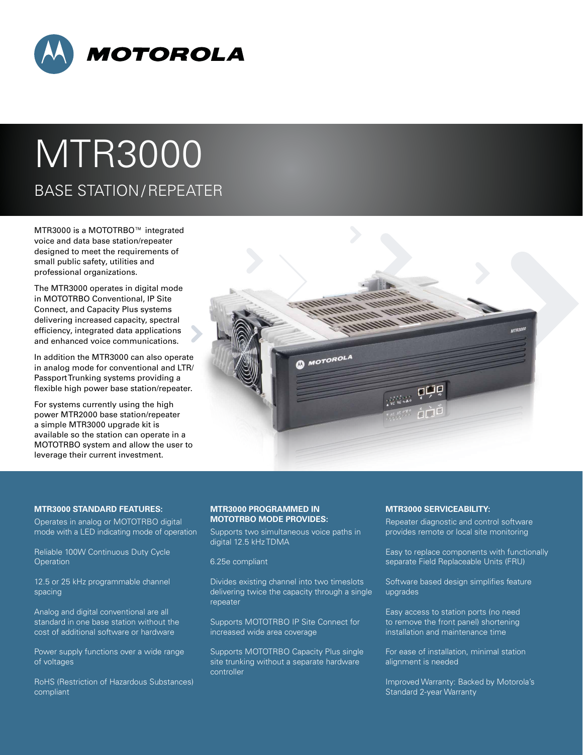# MTR3000

## BASE STATION/REPEATER

MTR3000 is a MOTOTRBO™ integrated voice and data base station/repeater designed to meet the requirements of small public safety, utilities and professional organizations.

The MTR3000 operates in digital mode in MOTOTRBO Conventional, IP Site Connect, and Capacity Plus systems delivering increased capacity, spectral efficiency, integrated data applications and enhanced voice communications.

In addition the MTR3000 can also operate in analog mode for conventional and LTR/ Passport Trunking systems providing a flexible high power base station/repeater.

For systems currently using the high power MTR2000 base station/repeater a simple MTR3000 upgrade kit is available so the station can operate in a MOTOTRBO system and allow the user to leverage their current investment.

### MTR3000 STANDARD FEATURES:

Operates in analog or MOTOTRBO digital mode with a LED indicating mode of operation

Reliable 100W Continuous Duty Cycle Operation

12.5 or 25 kHz programmable channel spacing

Analog and digital conventional are all standard in one base station without the cost of additional software or hardware

Power supply functions over a wide range of voltages

RoHS (Restriction of Hazardous Substances) compliant

### MTR3000 PROGRAMMED IN MOTOTRBO MODE PROVIDES:

Supports two simultaneous voice paths in digital 12.5 kHz TDMA

6.25e compliant

Divides existing channel into two timeslots delivering twice the capacity through a single repeater

Supports MOTOTRBO IP Site Connect for increased wide area coverage

Supports MOTOTRBO Capacity Plus single site trunking without a separate hardware controller

### MTR3000 SERVICEABILITY:

Repeater diagnostic and control software provides remote or local site monitoring

Easy to replace components with functionally separate Field Replaceable Units (FRU)

Software based design simplifies feature upgrades

Easy access to station ports (no need to remove the front panel) shortening installation and maintenance time

For ease of installation, minimal station alignment is needed

Improved Warranty: Backed by Motorola's Standard 2-year Warranty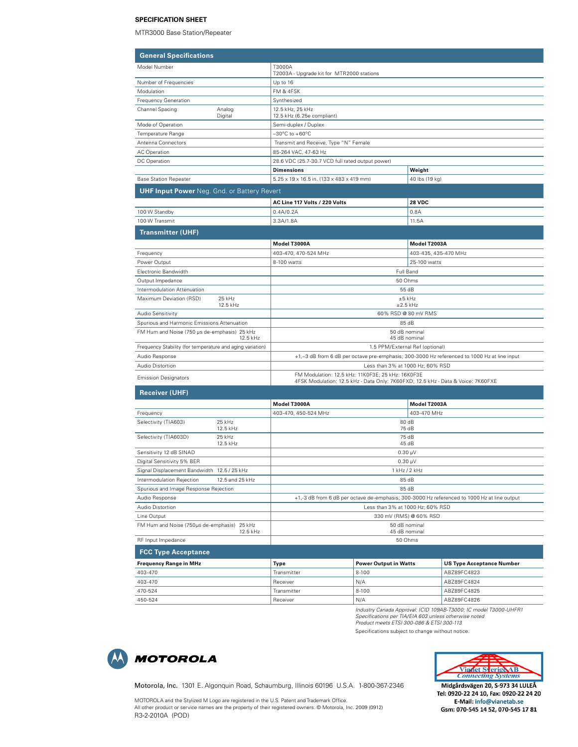**SPECIFICATION SHEET**

MTR3000 Base Station/Repeater

## General Specifications

| | | | |
|---|---|---|---|
| Model Number | | T3000A<br>T2003A - Upgrade kit for MTR2000 stations | |
| Number of Frequencies | | Up to 16 | |
| Modulation | | FM & 4FSK | |
| Frequency Generation | | Synthesized | |
| Channel Spacing | Analog<br>Digital | 12.5 kHz, 25 kHz<br>12.5 kHz (6.25e compliant) | |
| Mode of Operation | | Semi-duplex / Duplex | |
| Temperature Range | | –30°C to +60°C | |
| Antenna Connectors | | Transmit and Receive, Type "N" Female | |
| AC Operation | | 85-264 VAC, 47-63 Hz | |
| DC Operation | | 28.6 VDC (25.7-30.7 VCD full rated output power) | |
| | | **Dimensions** | **Weight** |
| Base Station Repeater | | 5.25 x 19 x 16.5 in. (133 x 483 x 419 mm) | 40 lbs (19 kg) |

## UHF Input Power Neg. Gnd. or Battery Revert

| | **AC Line 117 Volts / 220 Volts** | **28 VDC** |
|---|---|---|
| 100 W Standby | 0.4A/0.2A | 0.8A |
| 100 W Transmit | 3.3A/1.8A | 11.5A |

## Transmitter (UHF)

| | | **Model T3000A** | **Model T2003A** |
|---|---|---|---|
| Frequency | | 403-470, 470-524 MHz | 403-435, 435-470 MHz |
| Power Output | | 8-100 watts | 25-100 watts |
| Electronic Bandwidth | | Full Band | |
| Output Impedance | | 50 Ohms | |
| Intermodulation Attenuation | | 55 dB | |
| Maximum Deviation (RSD) | 25 kHz<br>12.5 kHz | ±5 kHz<br>±2.5 kHz | |
| Audio Sensitivity | | 60% RSD @ 80 mV RMS | |
| Spurious and Harmonic Emissions Attenuation | | 85 dB | |
| FM Hum and Noise (750 µs de-emphasis) | 25 kHz<br>12.5 kHz | 50 dB nominal<br>45 dB nominal | |
| Frequency Stability (for temperature and aging variation) | | 1.5 PPM/External Ref (optional) | |
| Audio Response | | +1,–3 dB from 6 dB per octave pre-emphasis; 300-3000 Hz referenced to 1000 Hz at line input | |
| Audio Distortion | | Less than 3% at 1000 Hz; 60% RSD | |
| Emission Designators | | FM Modulation: 12.5 kHz: 11K0F3E; 25 kHz: 16K0F3E<br>4FSK Modulation: 12.5 kHz - Data Only: 7K60FXD; 12.5 kHz - Data & Voice: 7K60FXE | |

## Receiver (UHF)

| | | **Model T3000A** | **Model T2003A** |
|---|---|---|---|
| Frequency | | 403-470, 450-524 MHz | 403-470 MHz |
| Selectivity (TIA603) | 25 kHz<br>12.5 kHz | 80 dB<br>75 dB | |
| Selectivity (TIA603D) | 25 kHz<br>12.5 kHz | 75 dB<br>45 dB | |
| Sensitivity 12 dB SINAD | | 0.30 µV | |
| Digital Sensitivity 5% BER | | 0.30 µV | |
| Signal Displacement Bandwidth | 12.5 / 25 kHz | 1 kHz / 2 kHz | |
| Intermodulation Rejection | 12.5 and 25 kHz | 85 dB | |
| Spurious and Image Response Rejection | | 85 dB | |
| Audio Response | | +1,-3 dB from 6 dB per octave de-emphasis; 300-3000 Hz referenced to 1000 Hz at line output | |
| Audio Distortion | | Less than 3% at 1000 Hz; 60% RSD | |
| Line Output | | 330 mV (RMS) @ 60% RSD | |
| FM Hum and Noise (750µs de-emphasis) | 25 kHz<br>12.5 kHz | 50 dB nominal<br>45 dB nominal | |
| RF Input Impedance | | 50 Ohms | |

## FCC Type Acceptance

| **Frequency Range in MHz** | **Type** | **Power Output in Watts** | **US Type Acceptance Number** |
|---|---|---|---|
| 403-470 | Transmitter | 8-100 | ABZ89FC4823 |
| 403-470 | Receiver | N/A | ABZ89FC4824 |
| 470-524 | Transmitter | 8-100 | ABZ89FC4825 |
| 450-524 | Receiver | N/A | ABZ89FC4826 |

*Industry Canada Approval: ICID 109AB-T3000; IC model T3000-UHFR1*
*Specifications per TIA/EIA 603 unless otherwise noted*
*Product meets ETSI 300-086 & ETSI 300-113*

Specifications subject to change without notice.

**MOTOROLA**

Motorola, Inc. 1301 E. Algonquin Road, Schaumburg, Illinois 60196 U.S.A. 1-800-367-2346

MOTOROLA and the Stylized M Logo are registered in the U.S. Patent and Trademark Office.
All other product or service names are the property of their registered owners. © Motorola, Inc. 2009 (0912)
R3-2-2010A (POD)

Vianet Sverige AB
Connecting Systems
**Midgårdsvägen 20, S-973 34 LULEÅ**
**Tel: 0920-22 24 10, Fax: 0920-22 24 20**
**E-Mail: info@vianetab.se**
**Gsm: 070-545 14 52, 070-545 17 81**